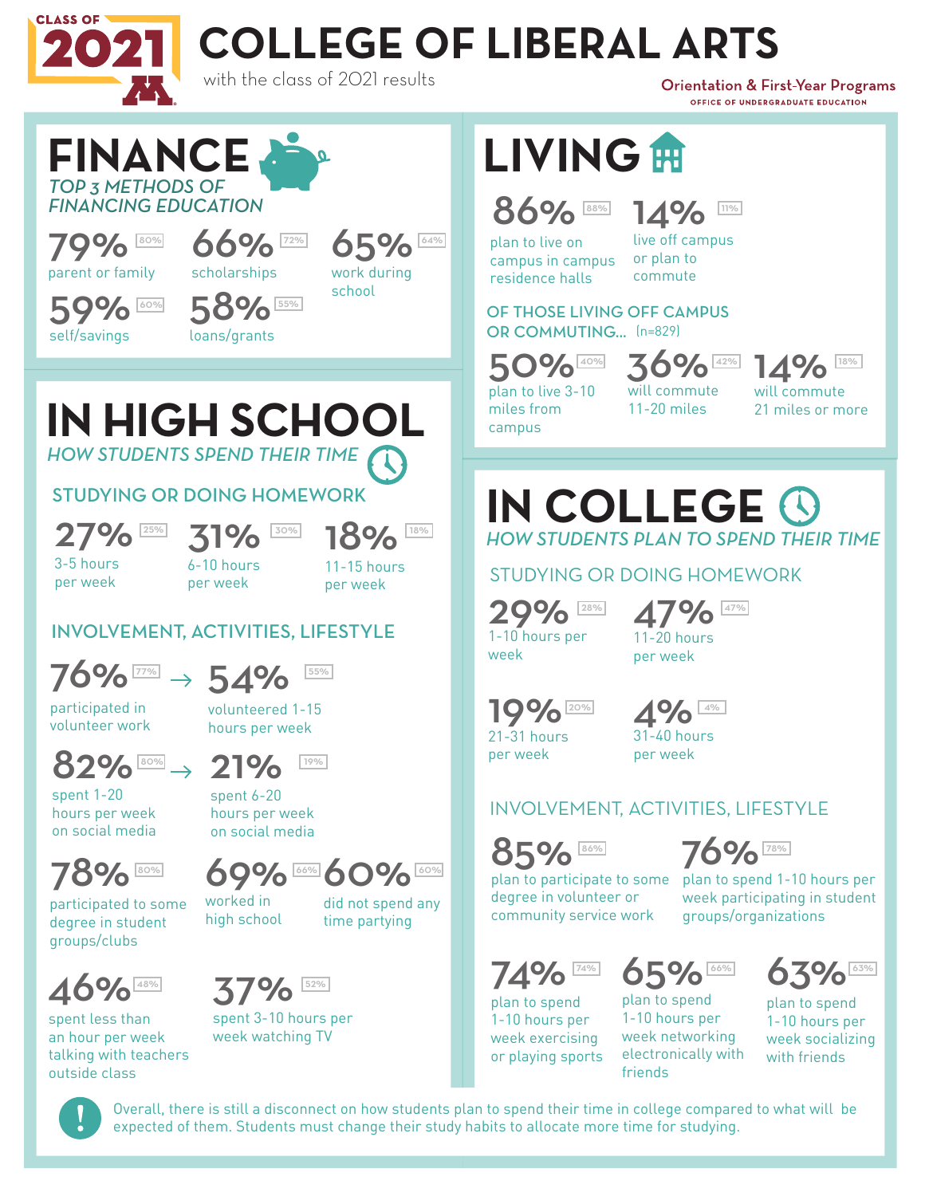CLASS OF 2021

# COLLEGE OF LIBERAL ARTS

with the class of 2021 results

Orientation & First-Year Programs
OFFICE OF UNDERGRADUATE EDUCATION

## FINANCE

*TOP 3 METHODS OF FINANCING EDUCATION*

- **79%** [80%] parent or family
- **66%** [72%] scholarships
- **65%** [64%] work during school
- **59%** [60%] self/savings
- **58%** [55%] loans/grants

## IN HIGH SCHOOL

*HOW STUDENTS SPEND THEIR TIME*

### STUDYING OR DOING HOMEWORK

- **27%** [25%] 3-5 hours per week
- **31%** [30%] 6-10 hours per week
- **18%** [18%] 11-15 hours per week

### INVOLVEMENT, ACTIVITIES, LIFESTYLE

- **76%** [77%] participated in volunteer work → **54%** [55%] volunteered 1-15 hours per week
- **82%** [80%] spent 1-20 hours per week on social media → **21%** [19%] spent 6-20 hours per week on social media
- **78%** [80%] participated to some degree in student groups/clubs
- **69%** [66%] worked in high school
- **60%** [60%] did not spend any time partying
- **46%** [48%] spent less than an hour per week talking with teachers outside class
- **37%** [52%] spent 3-10 hours per week watching TV

## LIVING

- **86%** [88%] plan to live on campus in campus residence halls
- **14%** [11%] live off campus or plan to commute

### OF THOSE LIVING OFF CAMPUS OR COMMUTING... (n=829)

- **50%** [40%] plan to live 3-10 miles from campus
- **36%** [42%] will commute 11-20 miles
- **14%** [18%] will commute 21 miles or more

## IN COLLEGE

*HOW STUDENTS PLAN TO SPEND THEIR TIME*

### STUDYING OR DOING HOMEWORK

- **29%** [28%] 1-10 hours per week
- **47%** [47%] 11-20 hours per week
- **19%** [20%] 21-31 hours per week
- **4%** [4%] 31-40 hours per week

### INVOLVEMENT, ACTIVITIES, LIFESTYLE

- **85%** [86%] plan to participate to some degree in volunteer or community service work
- **76%** [78%] plan to spend 1-10 hours per week participating in student groups/organizations
- **74%** [74%] plan to spend 1-10 hours per week exercising or playing sports
- **65%** [66%] plan to spend 1-10 hours per week networking electronically with friends
- **63%** [63%] plan to spend 1-10 hours per week socializing with friends

**!** Overall, there is still a disconnect on how students plan to spend their time in college compared to what will be expected of them. Students must change their study habits to allocate more time for studying.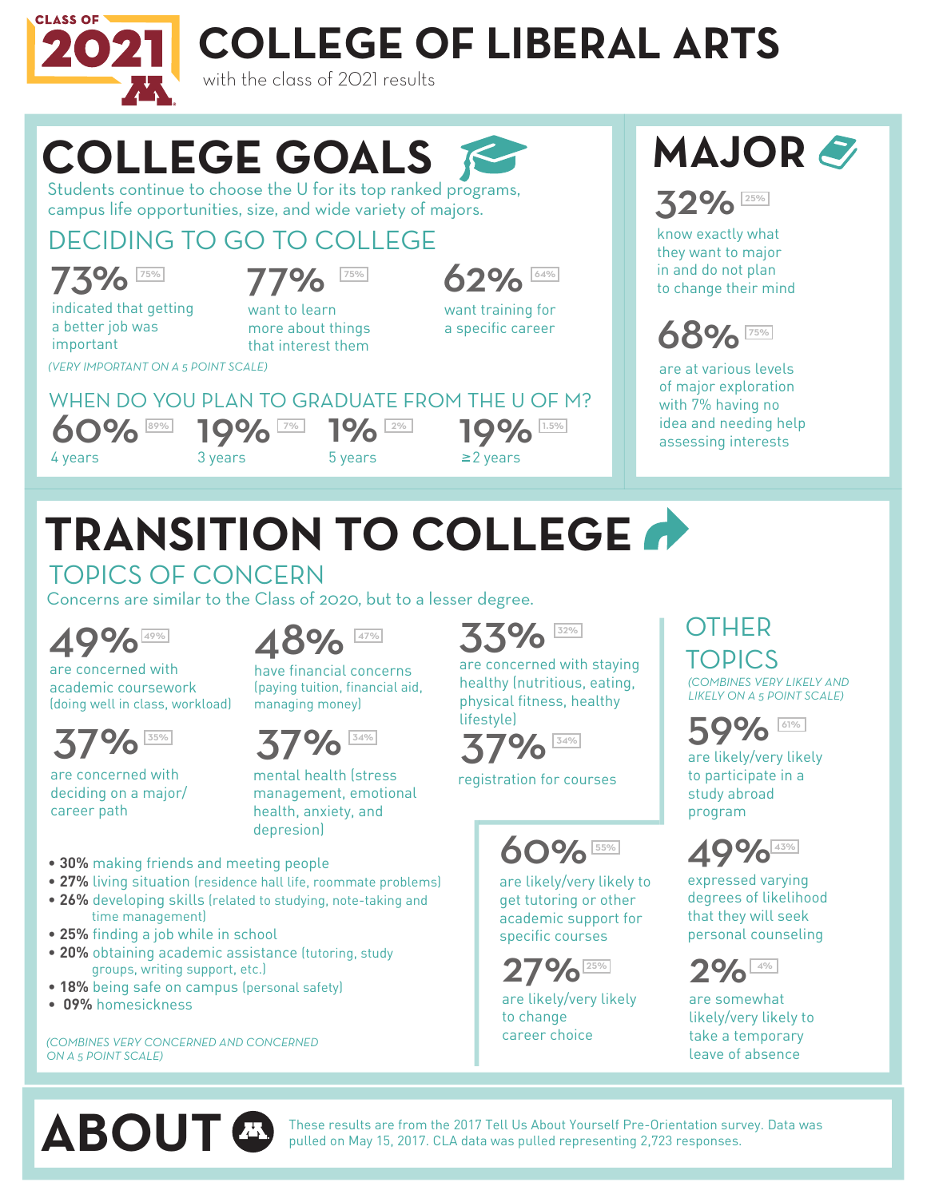CLASS OF 2021

# COLLEGE OF LIBERAL ARTS

with the class of 2021 results

## COLLEGE GOALS

Students continue to choose the U for its top ranked programs, campus life opportunities, size, and wide variety of majors.

### DECIDING TO GO TO COLLEGE

**73%** 75%
indicated that getting a better job was important

**77%** 75%
want to learn more about things that interest them

**62%** 64%
want training for a specific career

*(VERY IMPORTANT ON A 5 POINT SCALE)*

### WHEN DO YOU PLAN TO GRADUATE FROM THE U OF M?

**60%** 89%
4 years

**19%** 7%
3 years

**1%** 2%
5 years

**19%** 1.5%
≥2 years

## MAJOR

**32%** 25%
know exactly what they want to major in and do not plan to change their mind

**68%** 75%
are at various levels of major exploration with 7% having no idea and needing help assessing interests

## TRANSITION TO COLLEGE

### TOPICS OF CONCERN

Concerns are similar to the Class of 2020, but to a lesser degree.

**49%** 49%
are concerned with academic coursework (doing well in class, workload)

**48%** 47%
have financial concerns (paying tuition, financial aid, managing money)

**33%** 32%
are concerned with staying healthy (nutritious, eating, physical fitness, healthy lifestyle)

**37%** 35%
are concerned with deciding on a major/ career path

**37%** 34%
mental health (stress management, emotional health, anxiety, and depression)

**37%** 34%
registration for courses

- **30%** making friends and meeting people
- **27%** living situation (residence hall life, roommate problems)
- **26%** developing skills (related to studying, note-taking and time management)
- **25%** finding a job while in school
- **20%** obtaining academic assistance (tutoring, study groups, writing support, etc.)
- **18%** being safe on campus (personal safety)
- **09%** homesickness

*(COMBINES VERY CONCERNED AND CONCERNED ON A 5 POINT SCALE)*

### OTHER TOPICS

*(COMBINES VERY LIKELY AND LIKELY ON A 5 POINT SCALE)*

**59%** 61%
are likely/very likely to participate in a study abroad program

**60%** 55%
are likely/very likely to get tutoring or other academic support for specific courses

**49%** 43%
expressed varying degrees of likelihood that they will seek personal counseling

**27%** 25%
are likely/very likely to change career choice

**2%** 4%
are somewhat likely/very likely to take a temporary leave of absence

## ABOUT

These results are from the 2017 Tell Us About Yourself Pre-Orientation survey. Data was pulled on May 15, 2017. CLA data was pulled representing 2,723 responses.